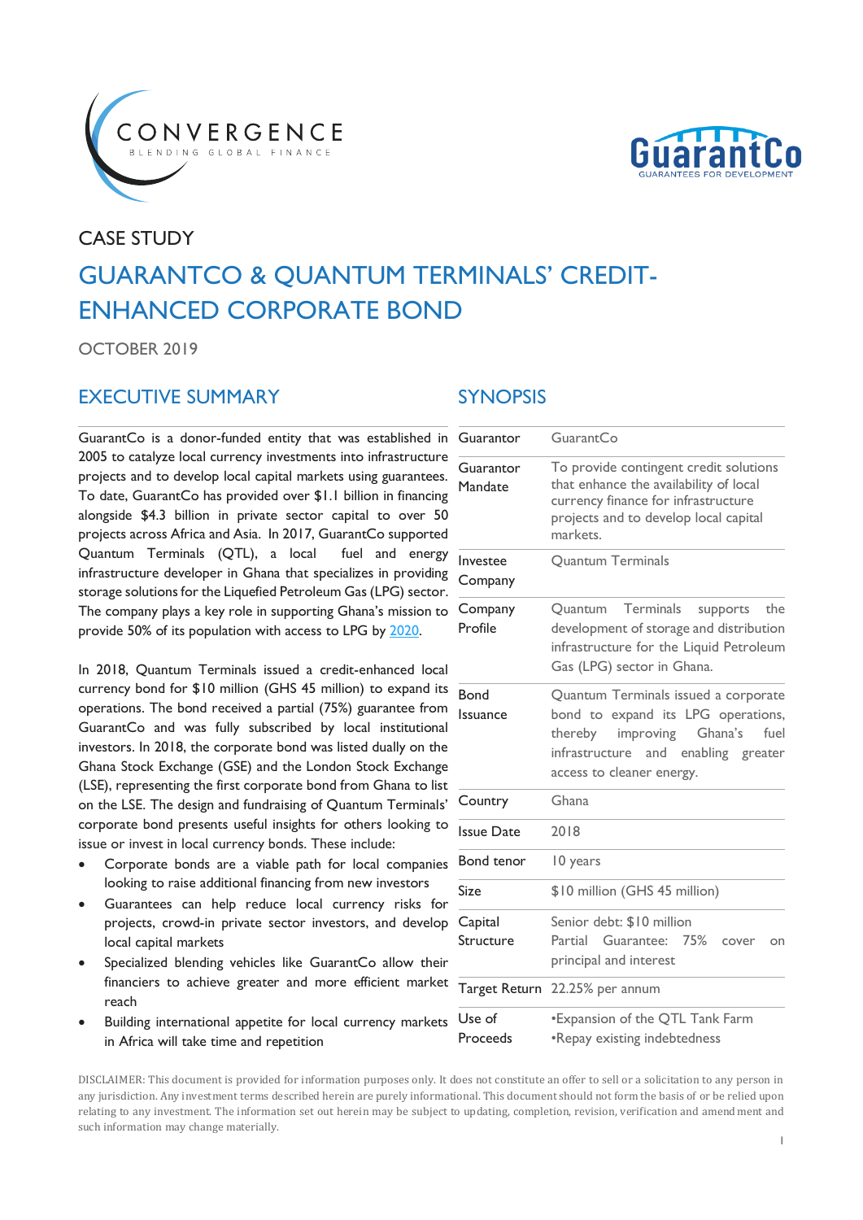CASE STUDY

# GUARANTCO & QUANTUM TERMINALS' CREDIT-ENHANCED CORPORATE BOND

OCTOBER 2019

## EXECUTIVE SUMMARY

GuarantCo is a donor-funded entity that was established in 2005 to catalyze local currency investments into infrastructure projects and to develop local capital markets using guarantees. To date, GuarantCo has provided over $1.1 billion in financing alongside $4.3 billion in private sector capital to over 50 projects across Africa and Asia. In 2017, GuarantCo supported Quantum Terminals (QTL), a local fuel and energy infrastructure developer in Ghana that specializes in providing storage solutions for the Liquefied Petroleum Gas (LPG) sector. The company plays a key role in supporting Ghana's mission to provide 50% of its population with access to LPG by 2020.

In 2018, Quantum Terminals issued a credit-enhanced local currency bond for $10 million (GHS 45 million) to expand its operations. The bond received a partial (75%) guarantee from GuarantCo and was fully subscribed by local institutional investors. In 2018, the corporate bond was listed dually on the Ghana Stock Exchange (GSE) and the London Stock Exchange (LSE), representing the first corporate bond from Ghana to list on the LSE. The design and fundraising of Quantum Terminals' corporate bond presents useful insights for others looking to issue or invest in local currency bonds. These include:

- Corporate bonds are a viable path for local companies looking to raise additional financing from new investors
- Guarantees can help reduce local currency risks for projects, crowd-in private sector investors, and develop local capital markets
- Specialized blending vehicles like GuarantCo allow their financiers to achieve greater and more efficient market reach
- Building international appetite for local currency markets in Africa will take time and repetition

## SYNOPSIS

| | |
|---|---|
| Guarantor | GuarantCo |
| Guarantor Mandate | To provide contingent credit solutions that enhance the availability of local currency finance for infrastructure projects and to develop local capital markets. |
| Investee Company | Quantum Terminals |
| Company Profile | Quantum Terminals supports the development of storage and distribution infrastructure for the Liquid Petroleum Gas (LPG) sector in Ghana. |
| Bond Issuance | Quantum Terminals issued a corporate bond to expand its LPG operations, thereby improving Ghana's fuel infrastructure and enabling greater access to cleaner energy. |
| Country | Ghana |
| Issue Date | 2018 |
| Bond tenor | 10 years |
| Size | $10 million (GHS 45 million) |
| Capital Structure | Senior debt: $10 million<br>Partial Guarantee: 75% cover on principal and interest |
| Target Return | 22.25% per annum |
| Use of Proceeds | •Expansion of the QTL Tank Farm<br>•Repay existing indebtedness |

DISCLAIMER: This document is provided for information purposes only. It does not constitute an offer to sell or a solicitation to any person in any jurisdiction. Any investment terms described herein are purely informational. This document should not form the basis of or be relied upon relating to any investment. The information set out herein may be subject to updating, completion, revision, verification and amendment and such information may change materially.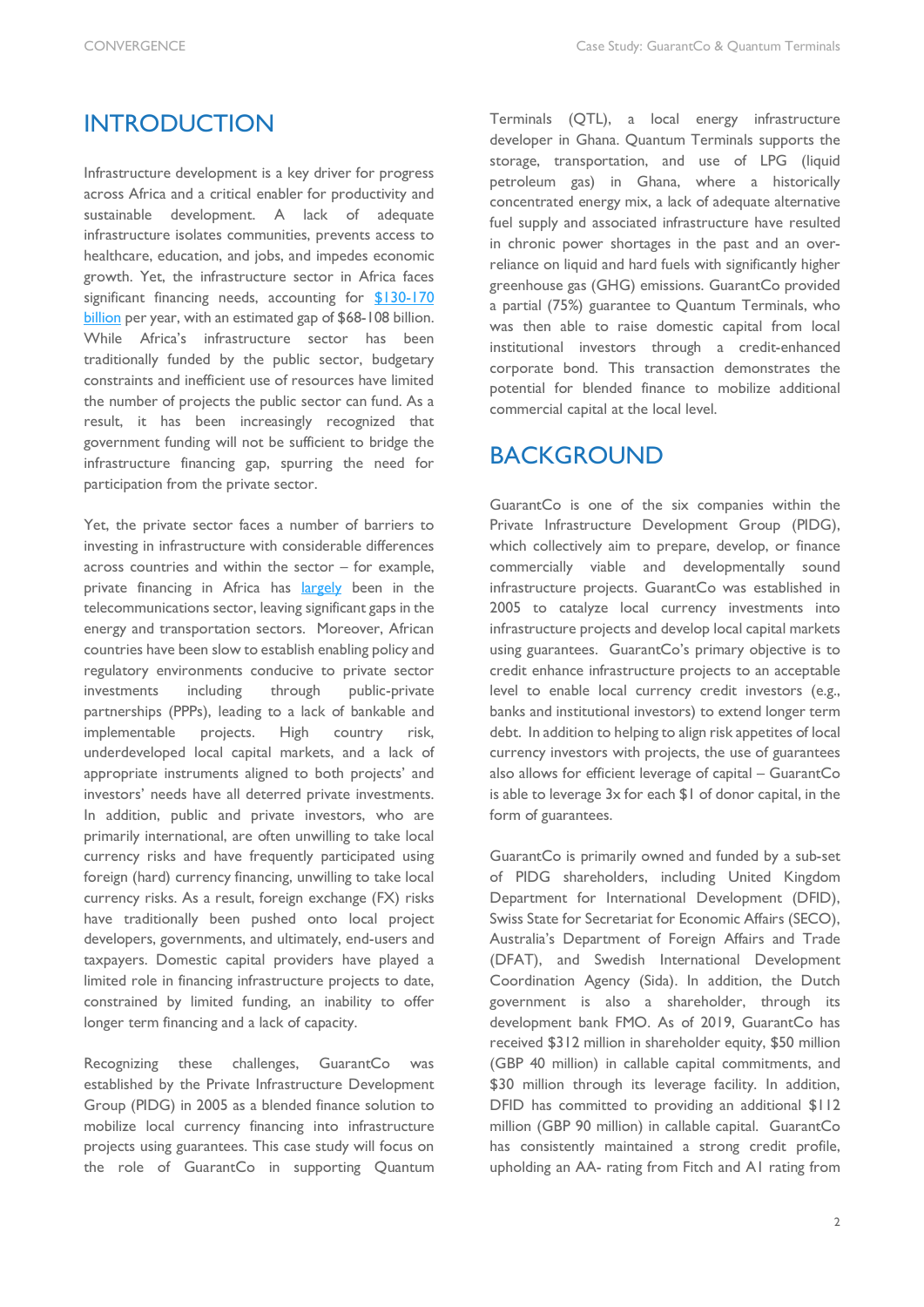# INTRODUCTION

Infrastructure development is a key driver for progress across Africa and a critical enabler for productivity and sustainable development. A lack of adequate infrastructure isolates communities, prevents access to healthcare, education, and jobs, and impedes economic growth. Yet, the infrastructure sector in Africa faces significant financing needs, accounting for $130-170 billion per year, with an estimated gap of $68-108 billion. While Africa's infrastructure sector has been traditionally funded by the public sector, budgetary constraints and inefficient use of resources have limited the number of projects the public sector can fund. As a result, it has been increasingly recognized that government funding will not be sufficient to bridge the infrastructure financing gap, spurring the need for participation from the private sector.

Yet, the private sector faces a number of barriers to investing in infrastructure with considerable differences across countries and within the sector – for example, private financing in Africa has largely been in the telecommunications sector, leaving significant gaps in the energy and transportation sectors. Moreover, African countries have been slow to establish enabling policy and regulatory environments conducive to private sector investments including through public-private partnerships (PPPs), leading to a lack of bankable and implementable projects. High country risk, underdeveloped local capital markets, and a lack of appropriate instruments aligned to both projects' and investors' needs have all deterred private investments. In addition, public and private investors, who are primarily international, are often unwilling to take local currency risks and have frequently participated using foreign (hard) currency financing, unwilling to take local currency risks. As a result, foreign exchange (FX) risks have traditionally been pushed onto local project developers, governments, and ultimately, end-users and taxpayers. Domestic capital providers have played a limited role in financing infrastructure projects to date, constrained by limited funding, an inability to offer longer term financing and a lack of capacity.

Recognizing these challenges, GuarantCo was established by the Private Infrastructure Development Group (PIDG) in 2005 as a blended finance solution to mobilize local currency financing into infrastructure projects using guarantees. This case study will focus on the role of GuarantCo in supporting Quantum Terminals (QTL), a local energy infrastructure developer in Ghana. Quantum Terminals supports the storage, transportation, and use of LPG (liquid petroleum gas) in Ghana, where a historically concentrated energy mix, a lack of adequate alternative fuel supply and associated infrastructure have resulted in chronic power shortages in the past and an over-reliance on liquid and hard fuels with significantly higher greenhouse gas (GHG) emissions. GuarantCo provided a partial (75%) guarantee to Quantum Terminals, who was then able to raise domestic capital from local institutional investors through a credit-enhanced corporate bond. This transaction demonstrates the potential for blended finance to mobilize additional commercial capital at the local level.

# BACKGROUND

GuarantCo is one of the six companies within the Private Infrastructure Development Group (PIDG), which collectively aim to prepare, develop, or finance commercially viable and developmentally sound infrastructure projects. GuarantCo was established in 2005 to catalyze local currency investments into infrastructure projects and develop local capital markets using guarantees. GuarantCo's primary objective is to credit enhance infrastructure projects to an acceptable level to enable local currency credit investors (e.g., banks and institutional investors) to extend longer term debt. In addition to helping to align risk appetites of local currency investors with projects, the use of guarantees also allows for efficient leverage of capital – GuarantCo is able to leverage 3x for each $1 of donor capital, in the form of guarantees.

GuarantCo is primarily owned and funded by a sub-set of PIDG shareholders, including United Kingdom Department for International Development (DFID), Swiss State for Secretariat for Economic Affairs (SECO), Australia's Department of Foreign Affairs and Trade (DFAT), and Swedish International Development Coordination Agency (Sida). In addition, the Dutch government is also a shareholder, through its development bank FMO. As of 2019, GuarantCo has received $312 million in shareholder equity, $50 million (GBP 40 million) in callable capital commitments, and $30 million through its leverage facility. In addition, DFID has committed to providing an additional $112 million (GBP 90 million) in callable capital. GuarantCo has consistently maintained a strong credit profile, upholding an AA- rating from Fitch and A1 rating from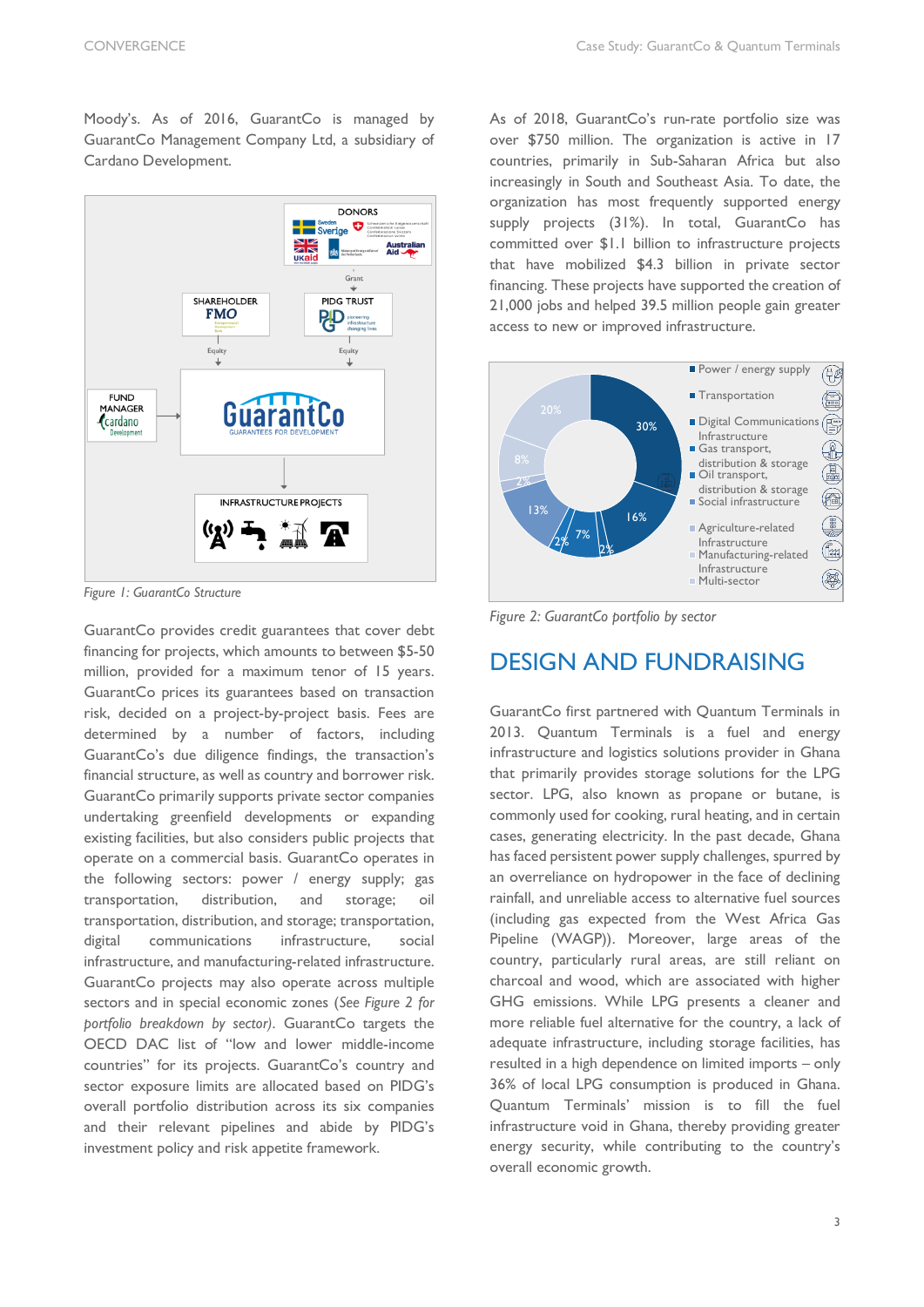Moody's. As of 2016, GuarantCo is managed by GuarantCo Management Company Ltd, a subsidiary of Cardano Development.

Figure 1: GuarantCo Structure

GuarantCo provides credit guarantees that cover debt financing for projects, which amounts to between $5-50 million, provided for a maximum tenor of 15 years. GuarantCo prices its guarantees based on transaction risk, decided on a project-by-project basis. Fees are determined by a number of factors, including GuarantCo's due diligence findings, the transaction's financial structure, as well as country and borrower risk. GuarantCo primarily supports private sector companies undertaking greenfield developments or expanding existing facilities, but also considers public projects that operate on a commercial basis. GuarantCo operates in the following sectors: power / energy supply; gas transportation, distribution, and storage; oil transportation, distribution, and storage; transportation, digital communications infrastructure, social infrastructure, and manufacturing-related infrastructure. GuarantCo projects may also operate across multiple sectors and in special economic zones (*See Figure 2 for portfolio breakdown by sector*). GuarantCo targets the OECD DAC list of "low and lower middle-income countries" for its projects. GuarantCo's country and sector exposure limits are allocated based on PIDG's overall portfolio distribution across its six companies and their relevant pipelines and abide by PIDG's investment policy and risk appetite framework.

As of 2018, GuarantCo's run-rate portfolio size was over $750 million. The organization is active in 17 countries, primarily in Sub-Saharan Africa but also increasingly in South and Southeast Asia. To date, the organization has most frequently supported energy supply projects (31%). In total, GuarantCo has committed over $1.1 billion to infrastructure projects that have mobilized $4.3 billion in private sector financing. These projects have supported the creation of 21,000 jobs and helped 39.5 million people gain greater access to new or improved infrastructure.

Figure 2: GuarantCo portfolio by sector

## DESIGN AND FUNDRAISING

GuarantCo first partnered with Quantum Terminals in 2013. Quantum Terminals is a fuel and energy infrastructure and logistics solutions provider in Ghana that primarily provides storage solutions for the LPG sector. LPG, also known as propane or butane, is commonly used for cooking, rural heating, and in certain cases, generating electricity. In the past decade, Ghana has faced persistent power supply challenges, spurred by an overreliance on hydropower in the face of declining rainfall, and unreliable access to alternative fuel sources (including gas expected from the West Africa Gas Pipeline (WAGP)). Moreover, large areas of the country, particularly rural areas, are still reliant on charcoal and wood, which are associated with higher GHG emissions. While LPG presents a cleaner and more reliable fuel alternative for the country, a lack of adequate infrastructure, including storage facilities, has resulted in a high dependence on limited imports – only 36% of local LPG consumption is produced in Ghana. Quantum Terminals' mission is to fill the fuel infrastructure void in Ghana, thereby providing greater energy security, while contributing to the country's overall economic growth.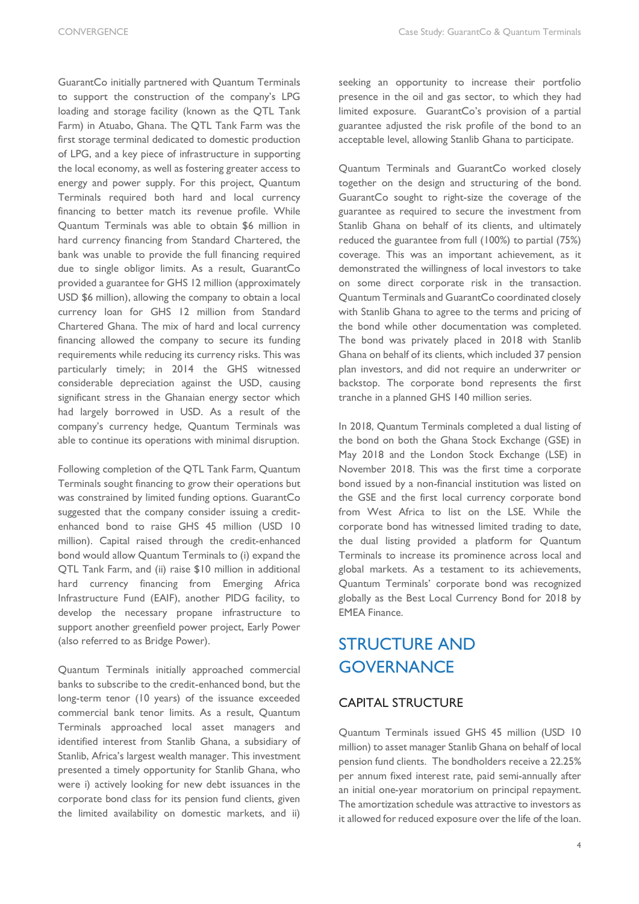GuarantCo initially partnered with Quantum Terminals to support the construction of the company's LPG loading and storage facility (known as the QTL Tank Farm) in Atuabo, Ghana. The QTL Tank Farm was the first storage terminal dedicated to domestic production of LPG, and a key piece of infrastructure in supporting the local economy, as well as fostering greater access to energy and power supply. For this project, Quantum Terminals required both hard and local currency financing to better match its revenue profile. While Quantum Terminals was able to obtain $6 million in hard currency financing from Standard Chartered, the bank was unable to provide the full financing required due to single obligor limits. As a result, GuarantCo provided a guarantee for GHS 12 million (approximately USD $6 million), allowing the company to obtain a local currency loan for GHS 12 million from Standard Chartered Ghana. The mix of hard and local currency financing allowed the company to secure its funding requirements while reducing its currency risks. This was particularly timely; in 2014 the GHS witnessed considerable depreciation against the USD, causing significant stress in the Ghanaian energy sector which had largely borrowed in USD. As a result of the company's currency hedge, Quantum Terminals was able to continue its operations with minimal disruption.

Following completion of the QTL Tank Farm, Quantum Terminals sought financing to grow their operations but was constrained by limited funding options. GuarantCo suggested that the company consider issuing a credit-enhanced bond to raise GHS 45 million (USD 10 million). Capital raised through the credit-enhanced bond would allow Quantum Terminals to (i) expand the QTL Tank Farm, and (ii) raise $10 million in additional hard currency financing from Emerging Africa Infrastructure Fund (EAIF), another PIDG facility, to develop the necessary propane infrastructure to support another greenfield power project, Early Power (also referred to as Bridge Power).

Quantum Terminals initially approached commercial banks to subscribe to the credit-enhanced bond, but the long-term tenor (10 years) of the issuance exceeded commercial bank tenor limits. As a result, Quantum Terminals approached local asset managers and identified interest from Stanlib Ghana, a subsidiary of Stanlib, Africa's largest wealth manager. This investment presented a timely opportunity for Stanlib Ghana, who were i) actively looking for new debt issuances in the corporate bond class for its pension fund clients, given the limited availability on domestic markets, and ii) seeking an opportunity to increase their portfolio presence in the oil and gas sector, to which they had limited exposure. GuarantCo's provision of a partial guarantee adjusted the risk profile of the bond to an acceptable level, allowing Stanlib Ghana to participate.

Quantum Terminals and GuarantCo worked closely together on the design and structuring of the bond. GuarantCo sought to right-size the coverage of the guarantee as required to secure the investment from Stanlib Ghana on behalf of its clients, and ultimately reduced the guarantee from full (100%) to partial (75%) coverage. This was an important achievement, as it demonstrated the willingness of local investors to take on some direct corporate risk in the transaction. Quantum Terminals and GuarantCo coordinated closely with Stanlib Ghana to agree to the terms and pricing of the bond while other documentation was completed. The bond was privately placed in 2018 with Stanlib Ghana on behalf of its clients, which included 37 pension plan investors, and did not require an underwriter or backstop. The corporate bond represents the first tranche in a planned GHS 140 million series.

In 2018, Quantum Terminals completed a dual listing of the bond on both the Ghana Stock Exchange (GSE) in May 2018 and the London Stock Exchange (LSE) in November 2018. This was the first time a corporate bond issued by a non-financial institution was listed on the GSE and the first local currency corporate bond from West Africa to list on the LSE. While the corporate bond has witnessed limited trading to date, the dual listing provided a platform for Quantum Terminals to increase its prominence across local and global markets. As a testament to its achievements, Quantum Terminals' corporate bond was recognized globally as the Best Local Currency Bond for 2018 by EMEA Finance.

## STRUCTURE AND GOVERNANCE

### CAPITAL STRUCTURE

Quantum Terminals issued GHS 45 million (USD 10 million) to asset manager Stanlib Ghana on behalf of local pension fund clients. The bondholders receive a 22.25% per annum fixed interest rate, paid semi-annually after an initial one-year moratorium on principal repayment. The amortization schedule was attractive to investors as it allowed for reduced exposure over the life of the loan.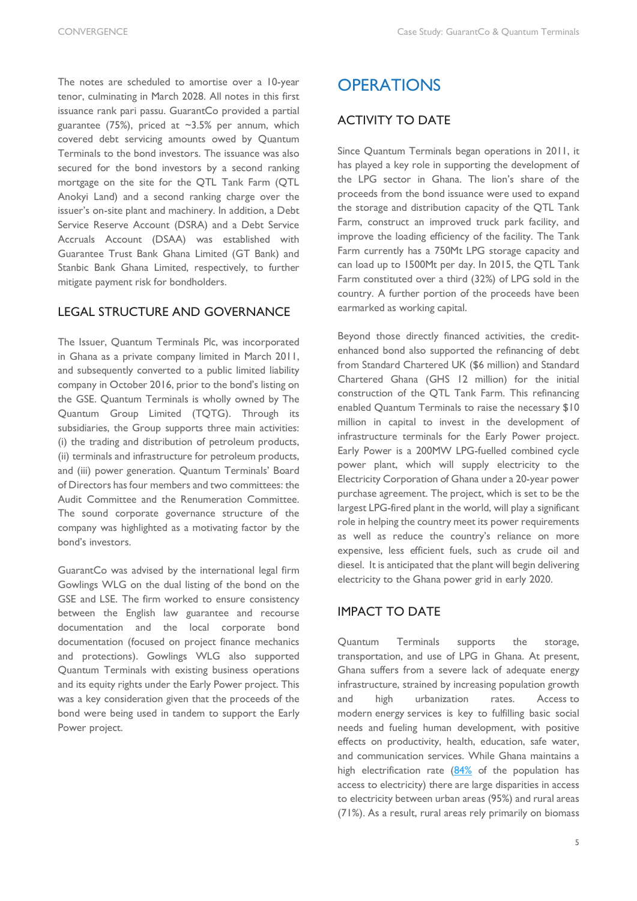The notes are scheduled to amortise over a 10-year tenor, culminating in March 2028. All notes in this first issuance rank pari passu. GuarantCo provided a partial guarantee (75%), priced at ~3.5% per annum, which covered debt servicing amounts owed by Quantum Terminals to the bond investors. The issuance was also secured for the bond investors by a second ranking mortgage on the site for the QTL Tank Farm (QTL Anokyi Land) and a second ranking charge over the issuer's on-site plant and machinery. In addition, a Debt Service Reserve Account (DSRA) and a Debt Service Accruals Account (DSAA) was established with Guarantee Trust Bank Ghana Limited (GT Bank) and Stanbic Bank Ghana Limited, respectively, to further mitigate payment risk for bondholders.

## LEGAL STRUCTURE AND GOVERNANCE

The Issuer, Quantum Terminals Plc, was incorporated in Ghana as a private company limited in March 2011, and subsequently converted to a public limited liability company in October 2016, prior to the bond's listing on the GSE. Quantum Terminals is wholly owned by The Quantum Group Limited (TQTG). Through its subsidiaries, the Group supports three main activities: (i) the trading and distribution of petroleum products, (ii) terminals and infrastructure for petroleum products, and (iii) power generation. Quantum Terminals' Board of Directors has four members and two committees: the Audit Committee and the Renumeration Committee. The sound corporate governance structure of the company was highlighted as a motivating factor by the bond's investors.

GuarantCo was advised by the international legal firm Gowlings WLG on the dual listing of the bond on the GSE and LSE. The firm worked to ensure consistency between the English law guarantee and recourse documentation and the local corporate bond documentation (focused on project finance mechanics and protections). Gowlings WLG also supported Quantum Terminals with existing business operations and its equity rights under the Early Power project. This was a key consideration given that the proceeds of the bond were being used in tandem to support the Early Power project.

# OPERATIONS

## ACTIVITY TO DATE

Since Quantum Terminals began operations in 2011, it has played a key role in supporting the development of the LPG sector in Ghana. The lion's share of the proceeds from the bond issuance were used to expand the storage and distribution capacity of the QTL Tank Farm, construct an improved truck park facility, and improve the loading efficiency of the facility. The Tank Farm currently has a 750Mt LPG storage capacity and can load up to 1500Mt per day. In 2015, the QTL Tank Farm constituted over a third (32%) of LPG sold in the country. A further portion of the proceeds have been earmarked as working capital.

Beyond those directly financed activities, the credit-enhanced bond also supported the refinancing of debt from Standard Chartered UK ($6 million) and Standard Chartered Ghana (GHS 12 million) for the initial construction of the QTL Tank Farm. This refinancing enabled Quantum Terminals to raise the necessary $10 million in capital to invest in the development of infrastructure terminals for the Early Power project. Early Power is a 200MW LPG-fuelled combined cycle power plant, which will supply electricity to the Electricity Corporation of Ghana under a 20-year power purchase agreement. The project, which is set to be the largest LPG-fired plant in the world, will play a significant role in helping the country meet its power requirements as well as reduce the country's reliance on more expensive, less efficient fuels, such as crude oil and diesel. It is anticipated that the plant will begin delivering electricity to the Ghana power grid in early 2020.

## IMPACT TO DATE

Quantum Terminals supports the storage, transportation, and use of LPG in Ghana. At present, Ghana suffers from a severe lack of adequate energy infrastructure, strained by increasing population growth and high urbanization rates. Access to modern energy services is key to fulfilling basic social needs and fueling human development, with positive effects on productivity, health, education, safe water, and communication services. While Ghana maintains a high electrification rate (84% of the population has access to electricity) there are large disparities in access to electricity between urban areas (95%) and rural areas (71%). As a result, rural areas rely primarily on biomass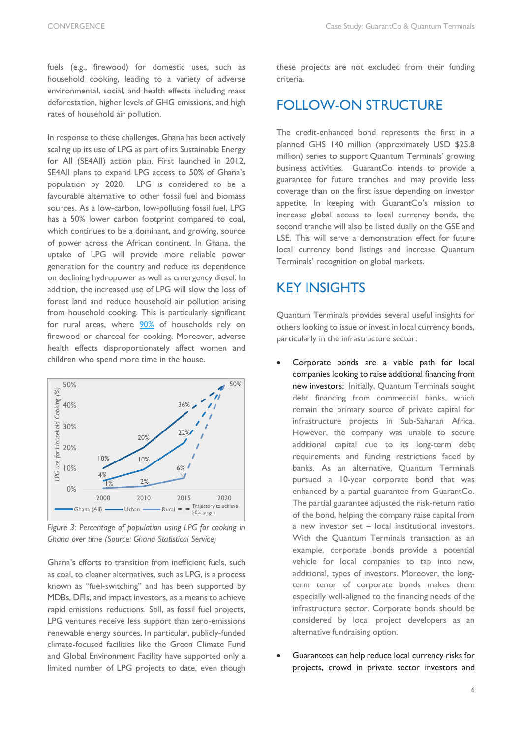fuels (e.g., firewood) for domestic uses, such as household cooking, leading to a variety of adverse environmental, social, and health effects including mass deforestation, higher levels of GHG emissions, and high rates of household air pollution.

In response to these challenges, Ghana has been actively scaling up its use of LPG as part of its Sustainable Energy for All (SE4All) action plan. First launched in 2012, SE4All plans to expand LPG access to 50% of Ghana's population by 2020. LPG is considered to be a favourable alternative to other fossil fuel and biomass sources. As a low-carbon, low-polluting fossil fuel, LPG has a 50% lower carbon footprint compared to coal, which continues to be a dominant, and growing, source of power across the African continent. In Ghana, the uptake of LPG will provide more reliable power generation for the country and reduce its dependence on declining hydropower as well as emergency diesel. In addition, the increased use of LPG will slow the loss of forest land and reduce household air pollution arising from household cooking. This is particularly significant for rural areas, where [90%](#) of households rely on firewood or charcoal for cooking. Moreover, adverse health effects disproportionately affect women and children who spend more time in the house.

*Figure 3: Percentage of population using LPG for cooking in Ghana over time (Source: Ghana Statistical Service)*

Ghana's efforts to transition from inefficient fuels, such as coal, to cleaner alternatives, such as LPG, is a process known as "fuel-switching" and has been supported by MDBs, DFIs, and impact investors, as a means to achieve rapid emissions reductions. Still, as fossil fuel projects, LPG ventures receive less support than zero-emissions renewable energy sources. In particular, publicly-funded climate-focused facilities like the Green Climate Fund and Global Environment Facility have supported only a limited number of LPG projects to date, even though these projects are not excluded from their funding criteria.

## FOLLOW-ON STRUCTURE

The credit-enhanced bond represents the first in a planned GHS 140 million (approximately USD $25.8 million) series to support Quantum Terminals' growing business activities. GuarantCo intends to provide a guarantee for future tranches and may provide less coverage than on the first issue depending on investor appetite. In keeping with GuarantCo's mission to increase global access to local currency bonds, the second tranche will also be listed dually on the GSE and LSE. This will serve a demonstration effect for future local currency bond listings and increase Quantum Terminals' recognition on global markets.

## KEY INSIGHTS

Quantum Terminals provides several useful insights for others looking to issue or invest in local currency bonds, particularly in the infrastructure sector:

- Corporate bonds are a viable path for local companies looking to raise additional financing from new investors: Initially, Quantum Terminals sought debt financing from commercial banks, which remain the primary source of private capital for infrastructure projects in Sub-Saharan Africa. However, the company was unable to secure additional capital due to its long-term debt requirements and funding restrictions faced by banks. As an alternative, Quantum Terminals pursued a 10-year corporate bond that was enhanced by a partial guarantee from GuarantCo. The partial guarantee adjusted the risk-return ratio of the bond, helping the company raise capital from a new investor set – local institutional investors. With the Quantum Terminals transaction as an example, corporate bonds provide a potential vehicle for local companies to tap into new, additional, types of investors. Moreover, the long-term tenor of corporate bonds makes them especially well-aligned to the financing needs of the infrastructure sector. Corporate bonds should be considered by local project developers as an alternative fundraising option.

- Guarantees can help reduce local currency risks for projects, crowd in private sector investors and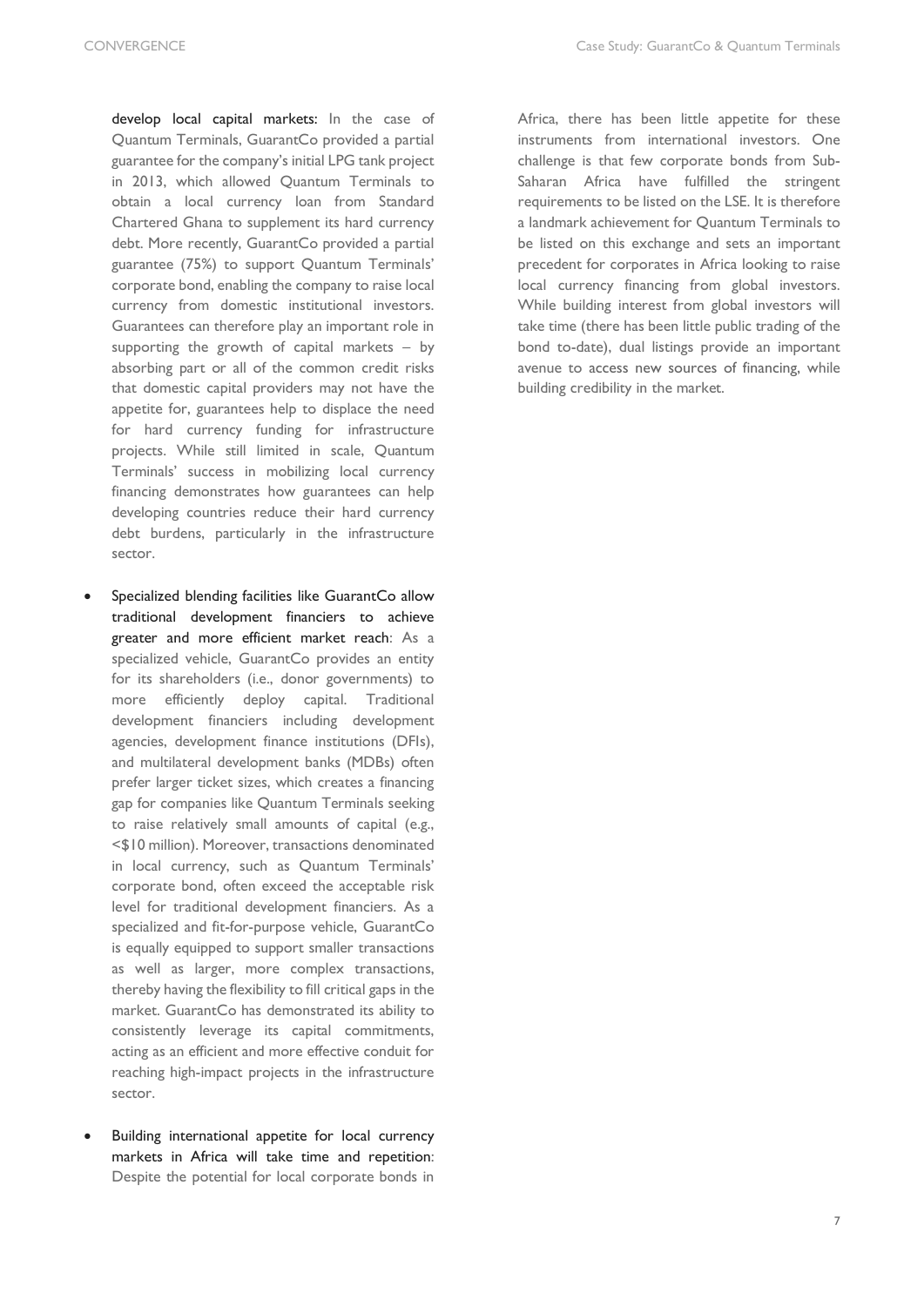develop local capital markets: In the case of Quantum Terminals, GuarantCo provided a partial guarantee for the company's initial LPG tank project in 2013, which allowed Quantum Terminals to obtain a local currency loan from Standard Chartered Ghana to supplement its hard currency debt. More recently, GuarantCo provided a partial guarantee (75%) to support Quantum Terminals' corporate bond, enabling the company to raise local currency from domestic institutional investors. Guarantees can therefore play an important role in supporting the growth of capital markets – by absorbing part or all of the common credit risks that domestic capital providers may not have the appetite for, guarantees help to displace the need for hard currency funding for infrastructure projects. While still limited in scale, Quantum Terminals' success in mobilizing local currency financing demonstrates how guarantees can help developing countries reduce their hard currency debt burdens, particularly in the infrastructure sector.

- Specialized blending facilities like GuarantCo allow traditional development financiers to achieve greater and more efficient market reach: As a specialized vehicle, GuarantCo provides an entity for its shareholders (i.e., donor governments) to more efficiently deploy capital. Traditional development financiers including development agencies, development finance institutions (DFIs), and multilateral development banks (MDBs) often prefer larger ticket sizes, which creates a financing gap for companies like Quantum Terminals seeking to raise relatively small amounts of capital (e.g., <$10 million). Moreover, transactions denominated in local currency, such as Quantum Terminals' corporate bond, often exceed the acceptable risk level for traditional development financiers. As a specialized and fit-for-purpose vehicle, GuarantCo is equally equipped to support smaller transactions as well as larger, more complex transactions, thereby having the flexibility to fill critical gaps in the market. GuarantCo has demonstrated its ability to consistently leverage its capital commitments, acting as an efficient and more effective conduit for reaching high-impact projects in the infrastructure sector.

- Building international appetite for local currency markets in Africa will take time and repetition: Despite the potential for local corporate bonds in Africa, there has been little appetite for these instruments from international investors. One challenge is that few corporate bonds from Sub-Saharan Africa have fulfilled the stringent requirements to be listed on the LSE. It is therefore a landmark achievement for Quantum Terminals to be listed on this exchange and sets an important precedent for corporates in Africa looking to raise local currency financing from global investors. While building interest from global investors will take time (there has been little public trading of the bond to-date), dual listings provide an important avenue to access new sources of financing, while building credibility in the market.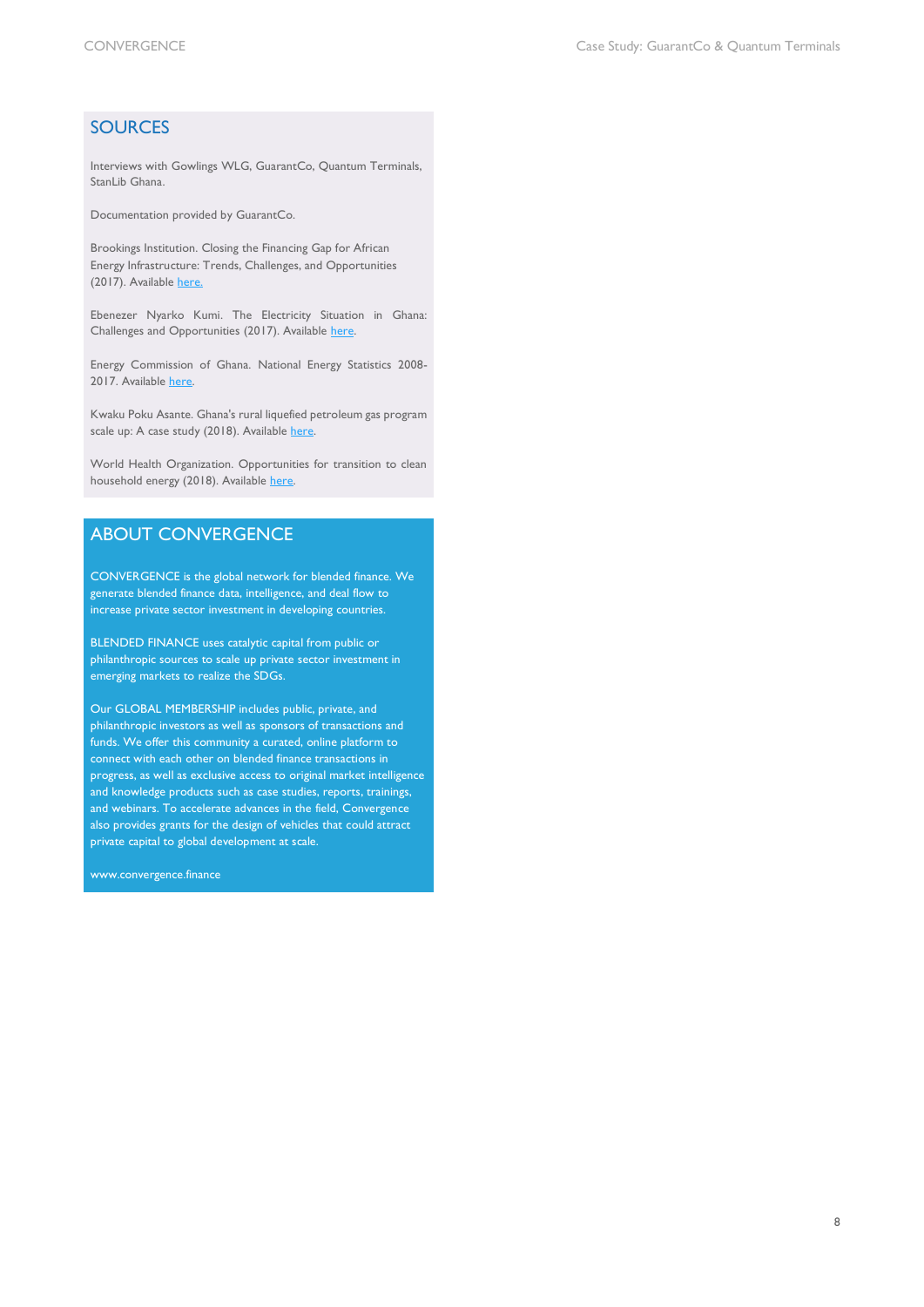## SOURCES

Interviews with Gowlings WLG, GuarantCo, Quantum Terminals, StanLib Ghana.

Documentation provided by GuarantCo.

Brookings Institution. Closing the Financing Gap for African Energy Infrastructure: Trends, Challenges, and Opportunities (2017). Available here.

Ebenezer Nyarko Kumi. The Electricity Situation in Ghana: Challenges and Opportunities (2017). Available here.

Energy Commission of Ghana. National Energy Statistics 2008-2017. Available here.

Kwaku Poku Asante. Ghana's rural liquefied petroleum gas program scale up: A case study (2018). Available here.

World Health Organization. Opportunities for transition to clean household energy (2018). Available here.

## ABOUT CONVERGENCE

CONVERGENCE is the global network for blended finance. We generate blended finance data, intelligence, and deal flow to increase private sector investment in developing countries.

BLENDED FINANCE uses catalytic capital from public or philanthropic sources to scale up private sector investment in emerging markets to realize the SDGs.

Our GLOBAL MEMBERSHIP includes public, private, and philanthropic investors as well as sponsors of transactions and funds. We offer this community a curated, online platform to connect with each other on blended finance transactions in progress, as well as exclusive access to original market intelligence and knowledge products such as case studies, reports, trainings, and webinars. To accelerate advances in the field, Convergence also provides grants for the design of vehicles that could attract private capital to global development at scale.

www.convergence.finance